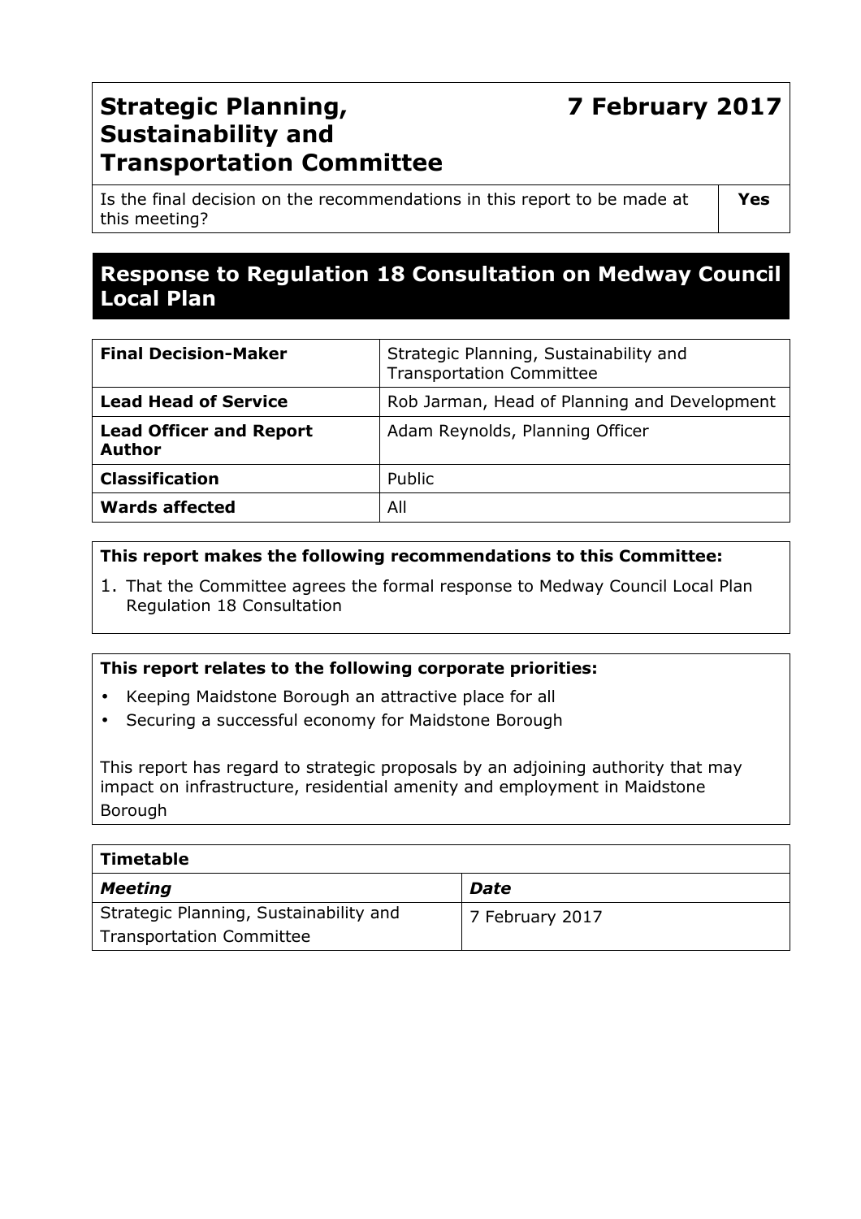# Strategic Planning, Sustainability and Transportation Committee

**7 February 2017**

| Is the final decision on the recommendations in this report to be made at this meeting? | **Yes** |
|---|---|

## Response to Regulation 18 Consultation on Medway Council Local Plan

| | |
|---|---|
| **Final Decision-Maker** | Strategic Planning, Sustainability and Transportation Committee |
| **Lead Head of Service** | Rob Jarman, Head of Planning and Development |
| **Lead Officer and Report Author** | Adam Reynolds, Planning Officer |
| **Classification** | Public |
| **Wards affected** | All |

**This report makes the following recommendations to this Committee:**

1. That the Committee agrees the formal response to Medway Council Local Plan Regulation 18 Consultation

**This report relates to the following corporate priorities:**

- Keeping Maidstone Borough an attractive place for all
- Securing a successful economy for Maidstone Borough

This report has regard to strategic proposals by an adjoining authority that may impact on infrastructure, residential amenity and employment in Maidstone Borough

| **Timetable** | |
|---|---|
| ***Meeting*** | ***Date*** |
| Strategic Planning, Sustainability and Transportation Committee | 7 February 2017 |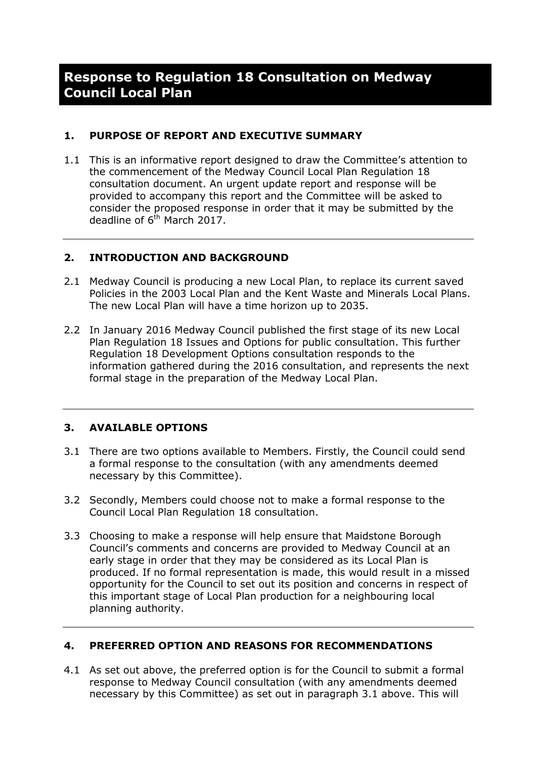# Response to Regulation 18 Consultation on Medway Council Local Plan

## 1. PURPOSE OF REPORT AND EXECUTIVE SUMMARY

1.1 This is an informative report designed to draw the Committee's attention to the commencement of the Medway Council Local Plan Regulation 18 consultation document. An urgent update report and response will be provided to accompany this report and the Committee will be asked to consider the proposed response in order that it may be submitted by the deadline of 6th March 2017.

---

## 2. INTRODUCTION AND BACKGROUND

2.1 Medway Council is producing a new Local Plan, to replace its current saved Policies in the 2003 Local Plan and the Kent Waste and Minerals Local Plans. The new Local Plan will have a time horizon up to 2035.

2.2 In January 2016 Medway Council published the first stage of its new Local Plan Regulation 18 Issues and Options for public consultation. This further Regulation 18 Development Options consultation responds to the information gathered during the 2016 consultation, and represents the next formal stage in the preparation of the Medway Local Plan.

---

## 3. AVAILABLE OPTIONS

3.1 There are two options available to Members. Firstly, the Council could send a formal response to the consultation (with any amendments deemed necessary by this Committee).

3.2 Secondly, Members could choose not to make a formal response to the Council Local Plan Regulation 18 consultation.

3.3 Choosing to make a response will help ensure that Maidstone Borough Council's comments and concerns are provided to Medway Council at an early stage in order that they may be considered as its Local Plan is produced. If no formal representation is made, this would result in a missed opportunity for the Council to set out its position and concerns in respect of this important stage of Local Plan production for a neighbouring local planning authority.

---

## 4. PREFERRED OPTION AND REASONS FOR RECOMMENDATIONS

4.1 As set out above, the preferred option is for the Council to submit a formal response to Medway Council consultation (with any amendments deemed necessary by this Committee) as set out in paragraph 3.1 above. This will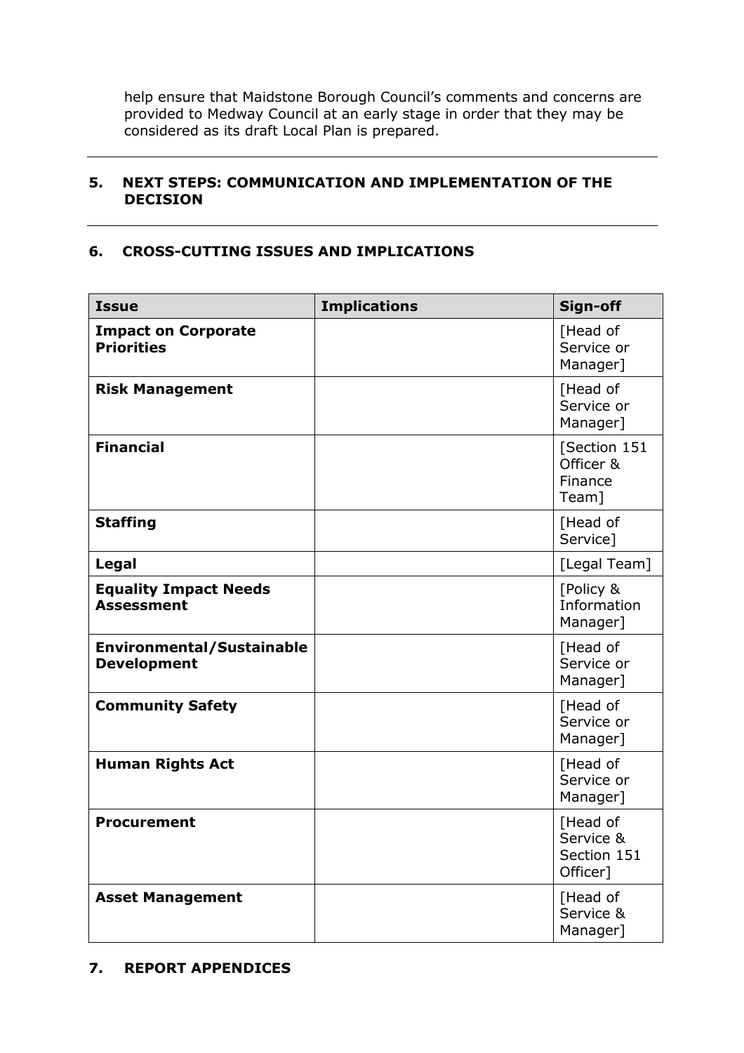help ensure that Maidstone Borough Council's comments and concerns are provided to Medway Council at an early stage in order that they may be considered as its draft Local Plan is prepared.

---

## 5. NEXT STEPS: COMMUNICATION AND IMPLEMENTATION OF THE DECISION

---

## 6. CROSS-CUTTING ISSUES AND IMPLICATIONS

| Issue | Implications | Sign-off |
|---|---|---|
| **Impact on Corporate Priorities** | | [Head of Service or Manager] |
| **Risk Management** | | [Head of Service or Manager] |
| **Financial** | | [Section 151 Officer & Finance Team] |
| **Staffing** | | [Head of Service] |
| **Legal** | | [Legal Team] |
| **Equality Impact Needs Assessment** | | [Policy & Information Manager] |
| **Environmental/Sustainable Development** | | [Head of Service or Manager] |
| **Community Safety** | | [Head of Service or Manager] |
| **Human Rights Act** | | [Head of Service or Manager] |
| **Procurement** | | [Head of Service & Section 151 Officer] |
| **Asset Management** | | [Head of Service & Manager] |

## 7. REPORT APPENDICES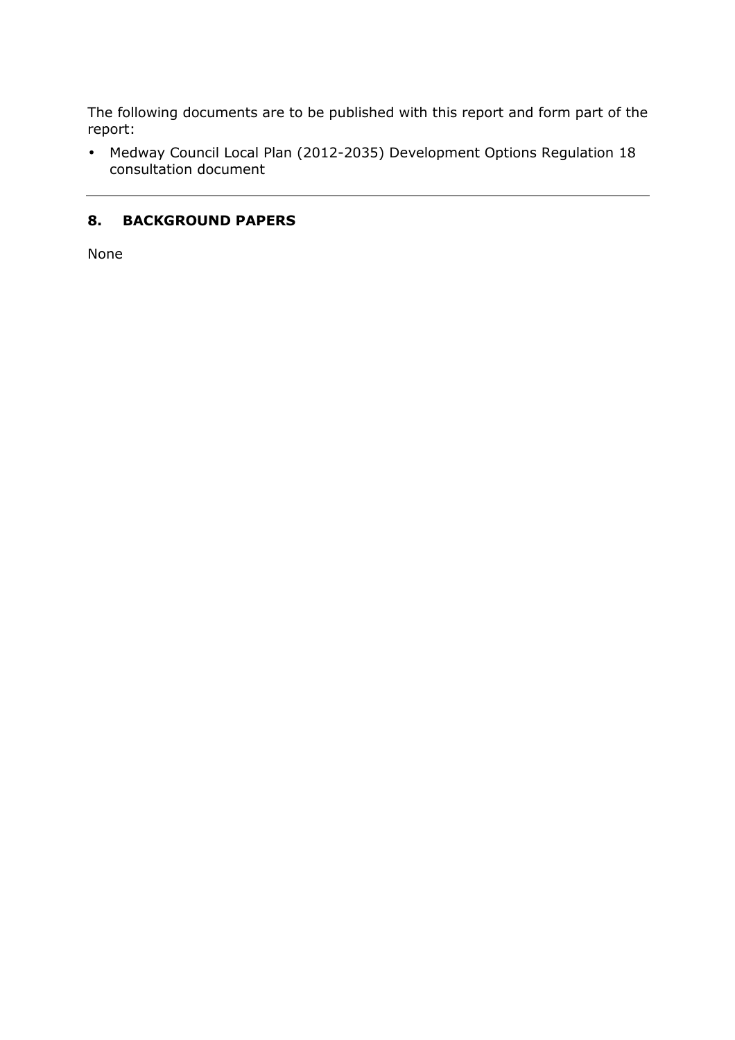The following documents are to be published with this report and form part of the report:

- Medway Council Local Plan (2012-2035) Development Options Regulation 18 consultation document

---

## 8. BACKGROUND PAPERS

None